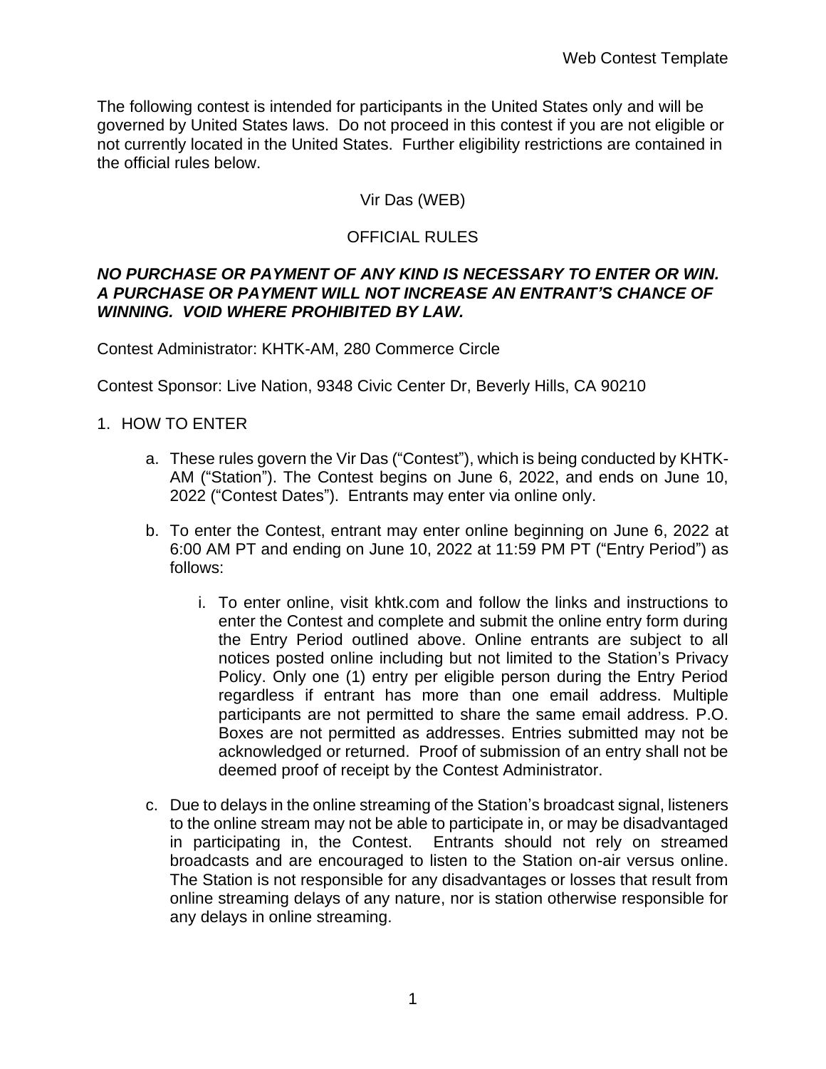The following contest is intended for participants in the United States only and will be governed by United States laws. Do not proceed in this contest if you are not eligible or not currently located in the United States. Further eligibility restrictions are contained in the official rules below.

Vir Das (WEB)

OFFICIAL RULES

***NO PURCHASE OR PAYMENT OF ANY KIND IS NECESSARY TO ENTER OR WIN. A PURCHASE OR PAYMENT WILL NOT INCREASE AN ENTRANT'S CHANCE OF WINNING. VOID WHERE PROHIBITED BY LAW.***

Contest Administrator: KHTK-AM, 280 Commerce Circle

Contest Sponsor: Live Nation, 9348 Civic Center Dr, Beverly Hills, CA 90210

1. HOW TO ENTER

   a. These rules govern the Vir Das ("Contest"), which is being conducted by KHTK-AM ("Station"). The Contest begins on June 6, 2022, and ends on June 10, 2022 ("Contest Dates"). Entrants may enter via online only.

   b. To enter the Contest, entrant may enter online beginning on June 6, 2022 at 6:00 AM PT and ending on June 10, 2022 at 11:59 PM PT ("Entry Period") as follows:

      i. To enter online, visit khtk.com and follow the links and instructions to enter the Contest and complete and submit the online entry form during the Entry Period outlined above. Online entrants are subject to all notices posted online including but not limited to the Station's Privacy Policy. Only one (1) entry per eligible person during the Entry Period regardless if entrant has more than one email address. Multiple participants are not permitted to share the same email address. P.O. Boxes are not permitted as addresses. Entries submitted may not be acknowledged or returned. Proof of submission of an entry shall not be deemed proof of receipt by the Contest Administrator.

   c. Due to delays in the online streaming of the Station's broadcast signal, listeners to the online stream may not be able to participate in, or may be disadvantaged in participating in, the Contest. Entrants should not rely on streamed broadcasts and are encouraged to listen to the Station on-air versus online. The Station is not responsible for any disadvantages or losses that result from online streaming delays of any nature, nor is station otherwise responsible for any delays in online streaming.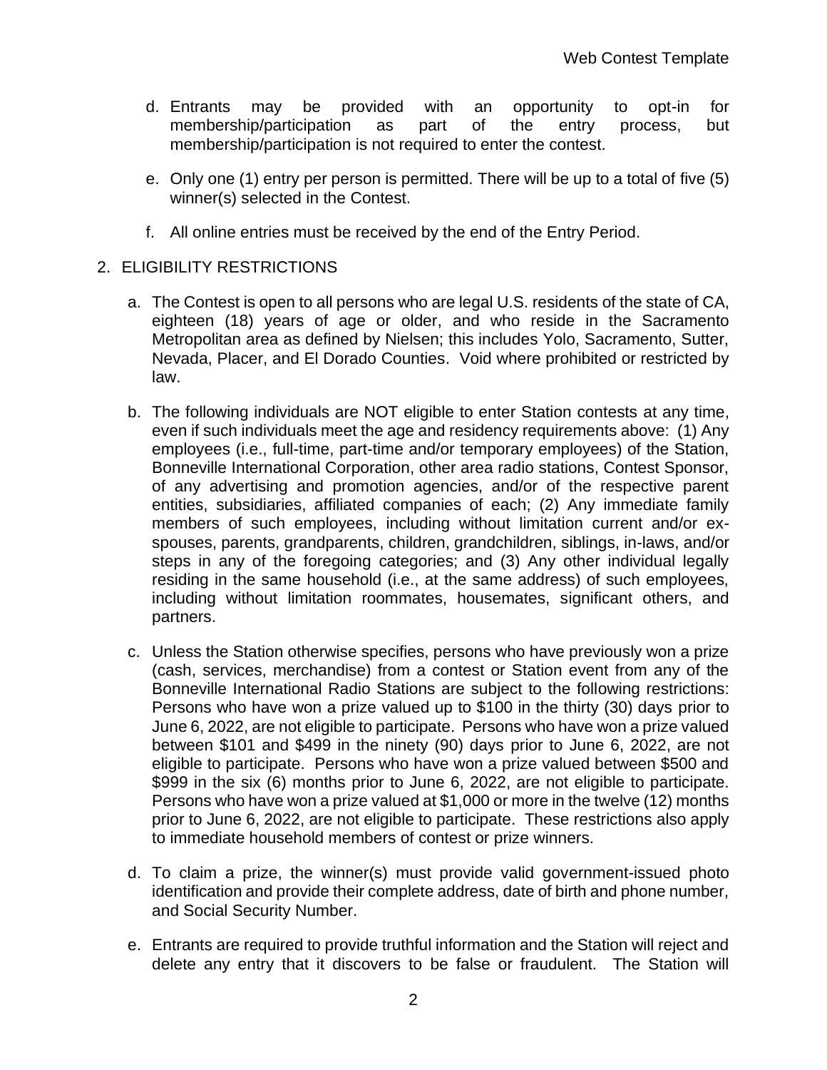d. Entrants may be provided with an opportunity to opt-in for membership/participation as part of the entry process, but membership/participation is not required to enter the contest.

e. Only one (1) entry per person is permitted. There will be up to a total of five (5) winner(s) selected in the Contest.

f. All online entries must be received by the end of the Entry Period.

2. ELIGIBILITY RESTRICTIONS

a. The Contest is open to all persons who are legal U.S. residents of the state of CA, eighteen (18) years of age or older, and who reside in the Sacramento Metropolitan area as defined by Nielsen; this includes Yolo, Sacramento, Sutter, Nevada, Placer, and El Dorado Counties. Void where prohibited or restricted by law.

b. The following individuals are NOT eligible to enter Station contests at any time, even if such individuals meet the age and residency requirements above: (1) Any employees (i.e., full-time, part-time and/or temporary employees) of the Station, Bonneville International Corporation, other area radio stations, Contest Sponsor, of any advertising and promotion agencies, and/or of the respective parent entities, subsidiaries, affiliated companies of each; (2) Any immediate family members of such employees, including without limitation current and/or ex-spouses, parents, grandparents, children, grandchildren, siblings, in-laws, and/or steps in any of the foregoing categories; and (3) Any other individual legally residing in the same household (i.e., at the same address) of such employees, including without limitation roommates, housemates, significant others, and partners.

c. Unless the Station otherwise specifies, persons who have previously won a prize (cash, services, merchandise) from a contest or Station event from any of the Bonneville International Radio Stations are subject to the following restrictions: Persons who have won a prize valued up to $100 in the thirty (30) days prior to June 6, 2022, are not eligible to participate. Persons who have won a prize valued between $101 and $499 in the ninety (90) days prior to June 6, 2022, are not eligible to participate. Persons who have won a prize valued between $500 and $999 in the six (6) months prior to June 6, 2022, are not eligible to participate. Persons who have won a prize valued at $1,000 or more in the twelve (12) months prior to June 6, 2022, are not eligible to participate. These restrictions also apply to immediate household members of contest or prize winners.

d. To claim a prize, the winner(s) must provide valid government-issued photo identification and provide their complete address, date of birth and phone number, and Social Security Number.

e. Entrants are required to provide truthful information and the Station will reject and delete any entry that it discovers to be false or fraudulent. The Station will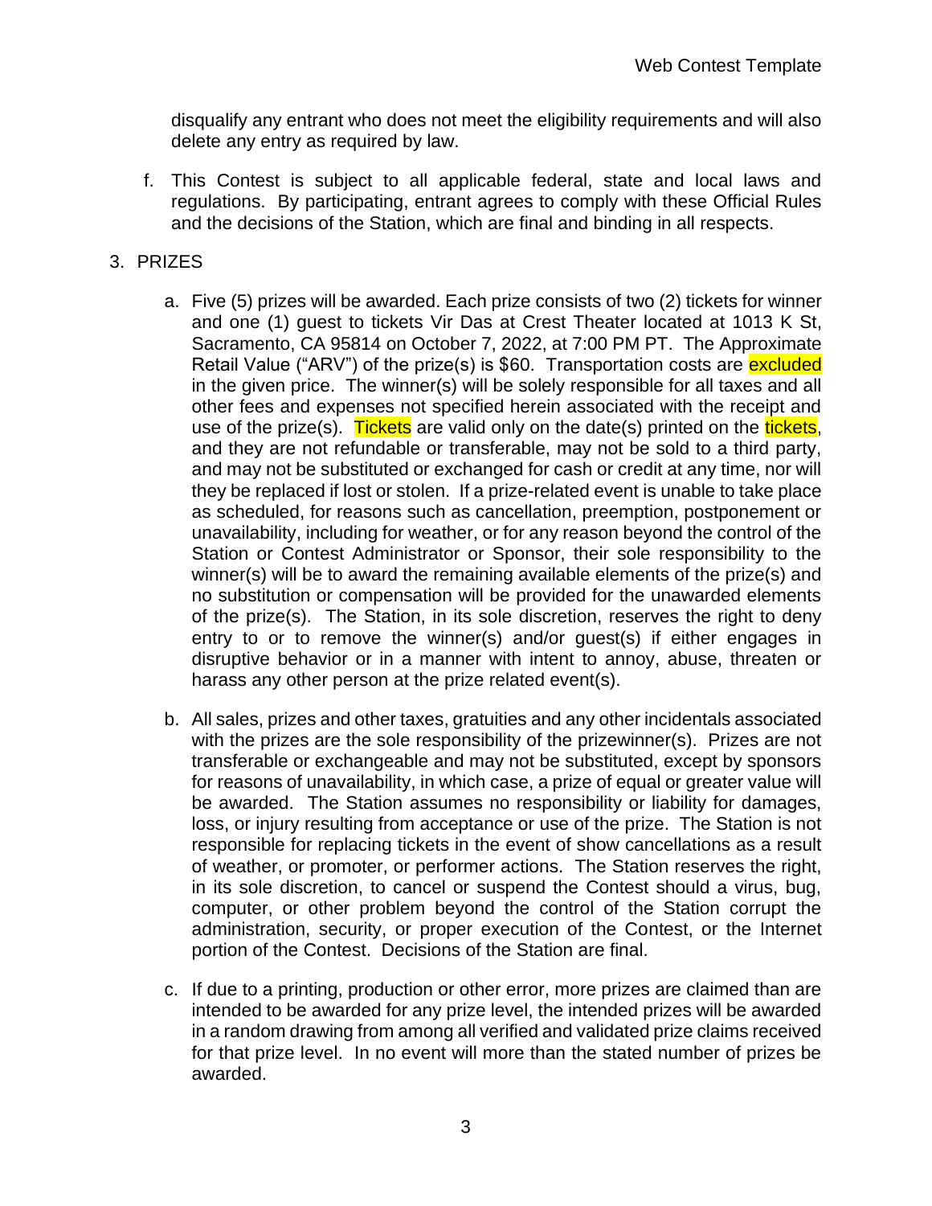disqualify any entrant who does not meet the eligibility requirements and will also delete any entry as required by law.

f. This Contest is subject to all applicable federal, state and local laws and regulations. By participating, entrant agrees to comply with these Official Rules and the decisions of the Station, which are final and binding in all respects.

3. PRIZES

   a. Five (5) prizes will be awarded. Each prize consists of two (2) tickets for winner and one (1) guest to tickets Vir Das at Crest Theater located at 1013 K St, Sacramento, CA 95814 on October 7, 2022, at 7:00 PM PT. The Approximate Retail Value ("ARV") of the prize(s) is $60. Transportation costs are excluded in the given price. The winner(s) will be solely responsible for all taxes and all other fees and expenses not specified herein associated with the receipt and use of the prize(s). Tickets are valid only on the date(s) printed on the tickets, and they are not refundable or transferable, may not be sold to a third party, and may not be substituted or exchanged for cash or credit at any time, nor will they be replaced if lost or stolen. If a prize-related event is unable to take place as scheduled, for reasons such as cancellation, preemption, postponement or unavailability, including for weather, or for any reason beyond the control of the Station or Contest Administrator or Sponsor, their sole responsibility to the winner(s) will be to award the remaining available elements of the prize(s) and no substitution or compensation will be provided for the unawarded elements of the prize(s). The Station, in its sole discretion, reserves the right to deny entry to or to remove the winner(s) and/or guest(s) if either engages in disruptive behavior or in a manner with intent to annoy, abuse, threaten or harass any other person at the prize related event(s).

   b. All sales, prizes and other taxes, gratuities and any other incidentals associated with the prizes are the sole responsibility of the prizewinner(s). Prizes are not transferable or exchangeable and may not be substituted, except by sponsors for reasons of unavailability, in which case, a prize of equal or greater value will be awarded. The Station assumes no responsibility or liability for damages, loss, or injury resulting from acceptance or use of the prize. The Station is not responsible for replacing tickets in the event of show cancellations as a result of weather, or promoter, or performer actions. The Station reserves the right, in its sole discretion, to cancel or suspend the Contest should a virus, bug, computer, or other problem beyond the control of the Station corrupt the administration, security, or proper execution of the Contest, or the Internet portion of the Contest. Decisions of the Station are final.

   c. If due to a printing, production or other error, more prizes are claimed than are intended to be awarded for any prize level, the intended prizes will be awarded in a random drawing from among all verified and validated prize claims received for that prize level. In no event will more than the stated number of prizes be awarded.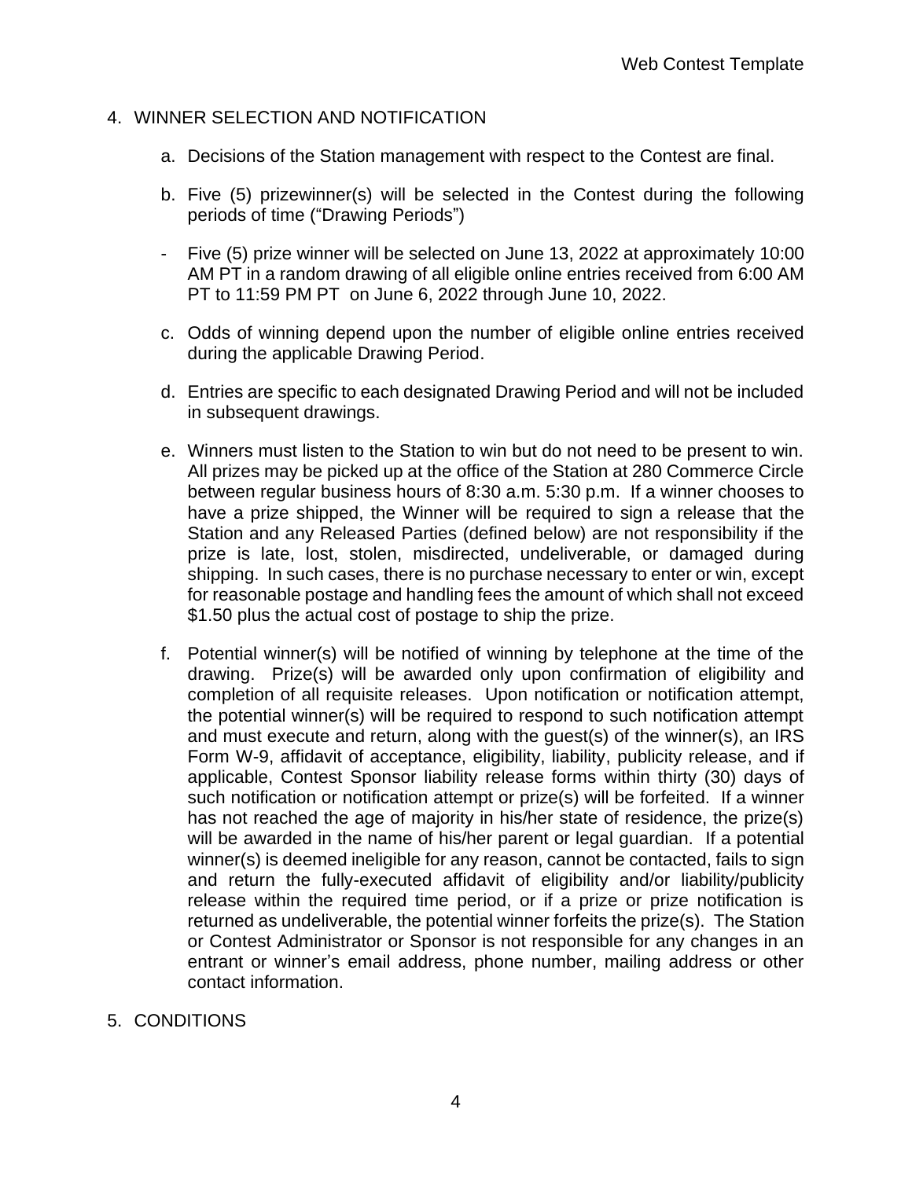4. WINNER SELECTION AND NOTIFICATION

   a. Decisions of the Station management with respect to the Contest are final.

   b. Five (5) prizewinner(s) will be selected in the Contest during the following periods of time ("Drawing Periods")

   - Five (5) prize winner will be selected on June 13, 2022 at approximately 10:00 AM PT in a random drawing of all eligible online entries received from 6:00 AM PT to 11:59 PM PT on June 6, 2022 through June 10, 2022.

   c. Odds of winning depend upon the number of eligible online entries received during the applicable Drawing Period.

   d. Entries are specific to each designated Drawing Period and will not be included in subsequent drawings.

   e. Winners must listen to the Station to win but do not need to be present to win. All prizes may be picked up at the office of the Station at 280 Commerce Circle between regular business hours of 8:30 a.m. 5:30 p.m. If a winner chooses to have a prize shipped, the Winner will be required to sign a release that the Station and any Released Parties (defined below) are not responsibility if the prize is late, lost, stolen, misdirected, undeliverable, or damaged during shipping. In such cases, there is no purchase necessary to enter or win, except for reasonable postage and handling fees the amount of which shall not exceed $1.50 plus the actual cost of postage to ship the prize.

   f. Potential winner(s) will be notified of winning by telephone at the time of the drawing. Prize(s) will be awarded only upon confirmation of eligibility and completion of all requisite releases. Upon notification or notification attempt, the potential winner(s) will be required to respond to such notification attempt and must execute and return, along with the guest(s) of the winner(s), an IRS Form W-9, affidavit of acceptance, eligibility, liability, publicity release, and if applicable, Contest Sponsor liability release forms within thirty (30) days of such notification or notification attempt or prize(s) will be forfeited. If a winner has not reached the age of majority in his/her state of residence, the prize(s) will be awarded in the name of his/her parent or legal guardian. If a potential winner(s) is deemed ineligible for any reason, cannot be contacted, fails to sign and return the fully-executed affidavit of eligibility and/or liability/publicity release within the required time period, or if a prize or prize notification is returned as undeliverable, the potential winner forfeits the prize(s). The Station or Contest Administrator or Sponsor is not responsible for any changes in an entrant or winner's email address, phone number, mailing address or other contact information.

5. CONDITIONS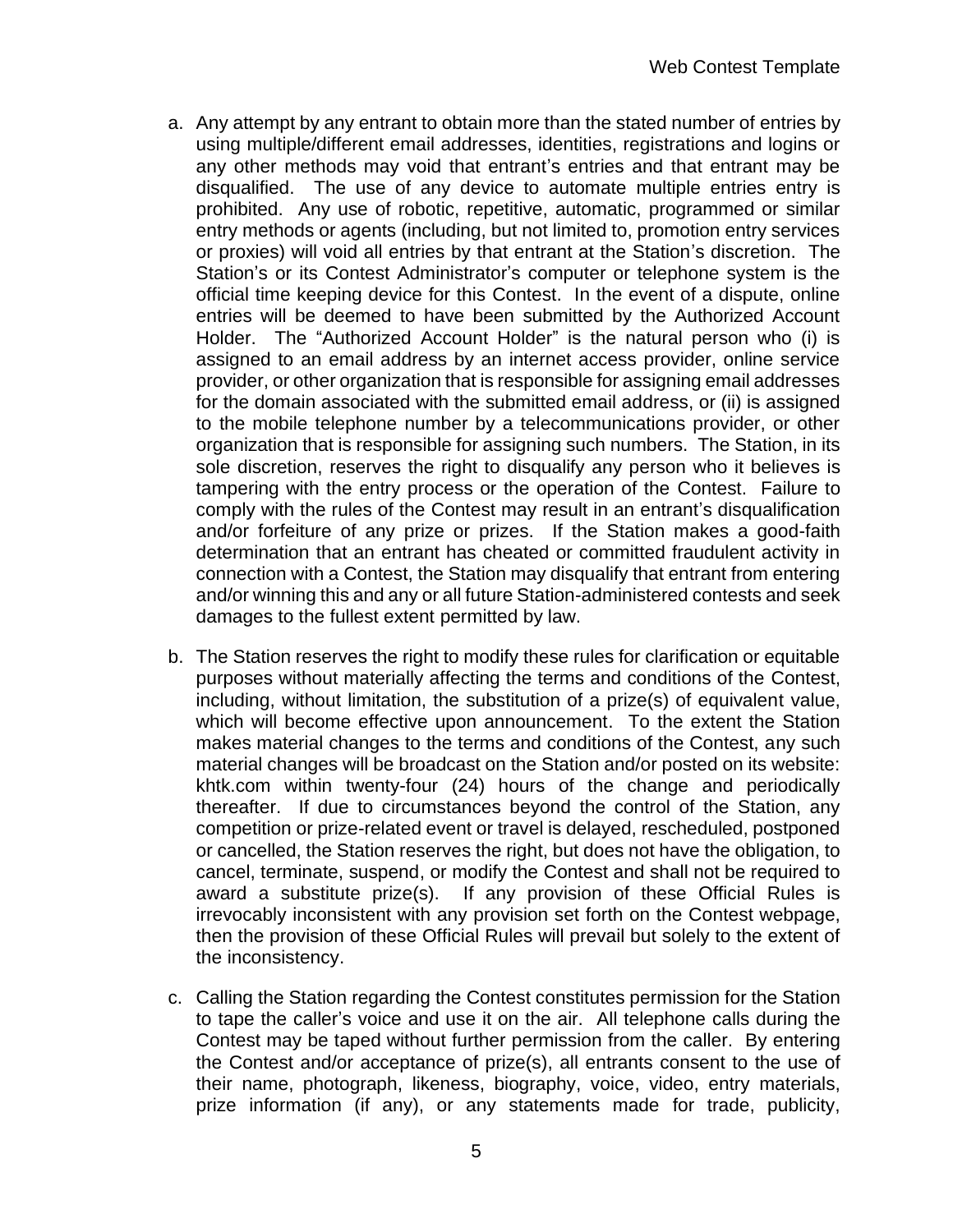a. Any attempt by any entrant to obtain more than the stated number of entries by using multiple/different email addresses, identities, registrations and logins or any other methods may void that entrant's entries and that entrant may be disqualified. The use of any device to automate multiple entries entry is prohibited. Any use of robotic, repetitive, automatic, programmed or similar entry methods or agents (including, but not limited to, promotion entry services or proxies) will void all entries by that entrant at the Station's discretion. The Station's or its Contest Administrator's computer or telephone system is the official time keeping device for this Contest. In the event of a dispute, online entries will be deemed to have been submitted by the Authorized Account Holder. The "Authorized Account Holder" is the natural person who (i) is assigned to an email address by an internet access provider, online service provider, or other organization that is responsible for assigning email addresses for the domain associated with the submitted email address, or (ii) is assigned to the mobile telephone number by a telecommunications provider, or other organization that is responsible for assigning such numbers. The Station, in its sole discretion, reserves the right to disqualify any person who it believes is tampering with the entry process or the operation of the Contest. Failure to comply with the rules of the Contest may result in an entrant's disqualification and/or forfeiture of any prize or prizes. If the Station makes a good-faith determination that an entrant has cheated or committed fraudulent activity in connection with a Contest, the Station may disqualify that entrant from entering and/or winning this and any or all future Station-administered contests and seek damages to the fullest extent permitted by law.

b. The Station reserves the right to modify these rules for clarification or equitable purposes without materially affecting the terms and conditions of the Contest, including, without limitation, the substitution of a prize(s) of equivalent value, which will become effective upon announcement. To the extent the Station makes material changes to the terms and conditions of the Contest, any such material changes will be broadcast on the Station and/or posted on its website: khtk.com within twenty-four (24) hours of the change and periodically thereafter. If due to circumstances beyond the control of the Station, any competition or prize-related event or travel is delayed, rescheduled, postponed or cancelled, the Station reserves the right, but does not have the obligation, to cancel, terminate, suspend, or modify the Contest and shall not be required to award a substitute prize(s). If any provision of these Official Rules is irrevocably inconsistent with any provision set forth on the Contest webpage, then the provision of these Official Rules will prevail but solely to the extent of the inconsistency.

c. Calling the Station regarding the Contest constitutes permission for the Station to tape the caller's voice and use it on the air. All telephone calls during the Contest may be taped without further permission from the caller. By entering the Contest and/or acceptance of prize(s), all entrants consent to the use of their name, photograph, likeness, biography, voice, video, entry materials, prize information (if any), or any statements made for trade, publicity,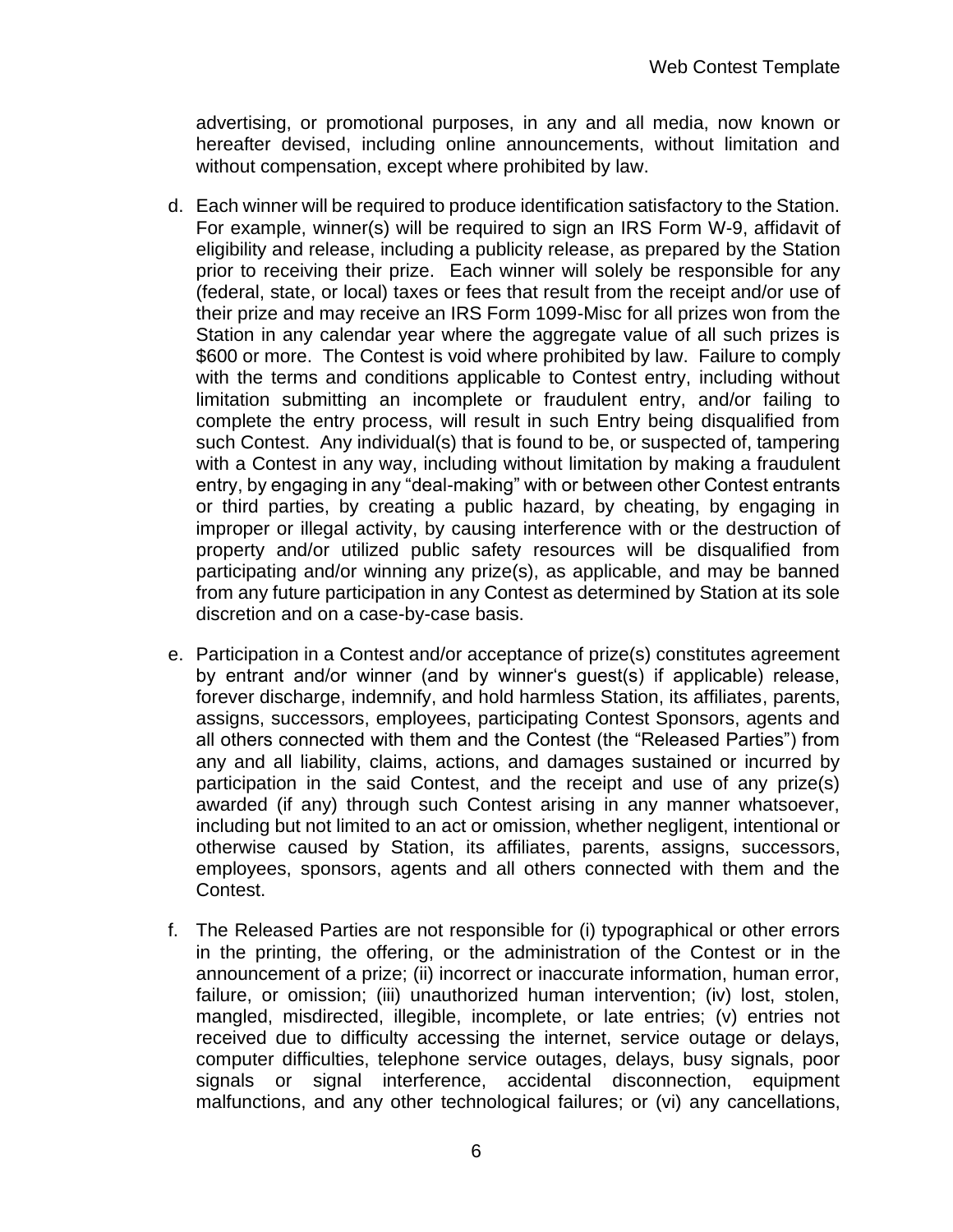advertising, or promotional purposes, in any and all media, now known or hereafter devised, including online announcements, without limitation and without compensation, except where prohibited by law.

d. Each winner will be required to produce identification satisfactory to the Station. For example, winner(s) will be required to sign an IRS Form W-9, affidavit of eligibility and release, including a publicity release, as prepared by the Station prior to receiving their prize. Each winner will solely be responsible for any (federal, state, or local) taxes or fees that result from the receipt and/or use of their prize and may receive an IRS Form 1099-Misc for all prizes won from the Station in any calendar year where the aggregate value of all such prizes is $600 or more. The Contest is void where prohibited by law. Failure to comply with the terms and conditions applicable to Contest entry, including without limitation submitting an incomplete or fraudulent entry, and/or failing to complete the entry process, will result in such Entry being disqualified from such Contest. Any individual(s) that is found to be, or suspected of, tampering with a Contest in any way, including without limitation by making a fraudulent entry, by engaging in any "deal-making" with or between other Contest entrants or third parties, by creating a public hazard, by cheating, by engaging in improper or illegal activity, by causing interference with or the destruction of property and/or utilized public safety resources will be disqualified from participating and/or winning any prize(s), as applicable, and may be banned from any future participation in any Contest as determined by Station at its sole discretion and on a case-by-case basis.

e. Participation in a Contest and/or acceptance of prize(s) constitutes agreement by entrant and/or winner (and by winner's guest(s) if applicable) release, forever discharge, indemnify, and hold harmless Station, its affiliates, parents, assigns, successors, employees, participating Contest Sponsors, agents and all others connected with them and the Contest (the "Released Parties") from any and all liability, claims, actions, and damages sustained or incurred by participation in the said Contest, and the receipt and use of any prize(s) awarded (if any) through such Contest arising in any manner whatsoever, including but not limited to an act or omission, whether negligent, intentional or otherwise caused by Station, its affiliates, parents, assigns, successors, employees, sponsors, agents and all others connected with them and the Contest.

f. The Released Parties are not responsible for (i) typographical or other errors in the printing, the offering, or the administration of the Contest or in the announcement of a prize; (ii) incorrect or inaccurate information, human error, failure, or omission; (iii) unauthorized human intervention; (iv) lost, stolen, mangled, misdirected, illegible, incomplete, or late entries; (v) entries not received due to difficulty accessing the internet, service outage or delays, computer difficulties, telephone service outages, delays, busy signals, poor signals or signal interference, accidental disconnection, equipment malfunctions, and any other technological failures; or (vi) any cancellations,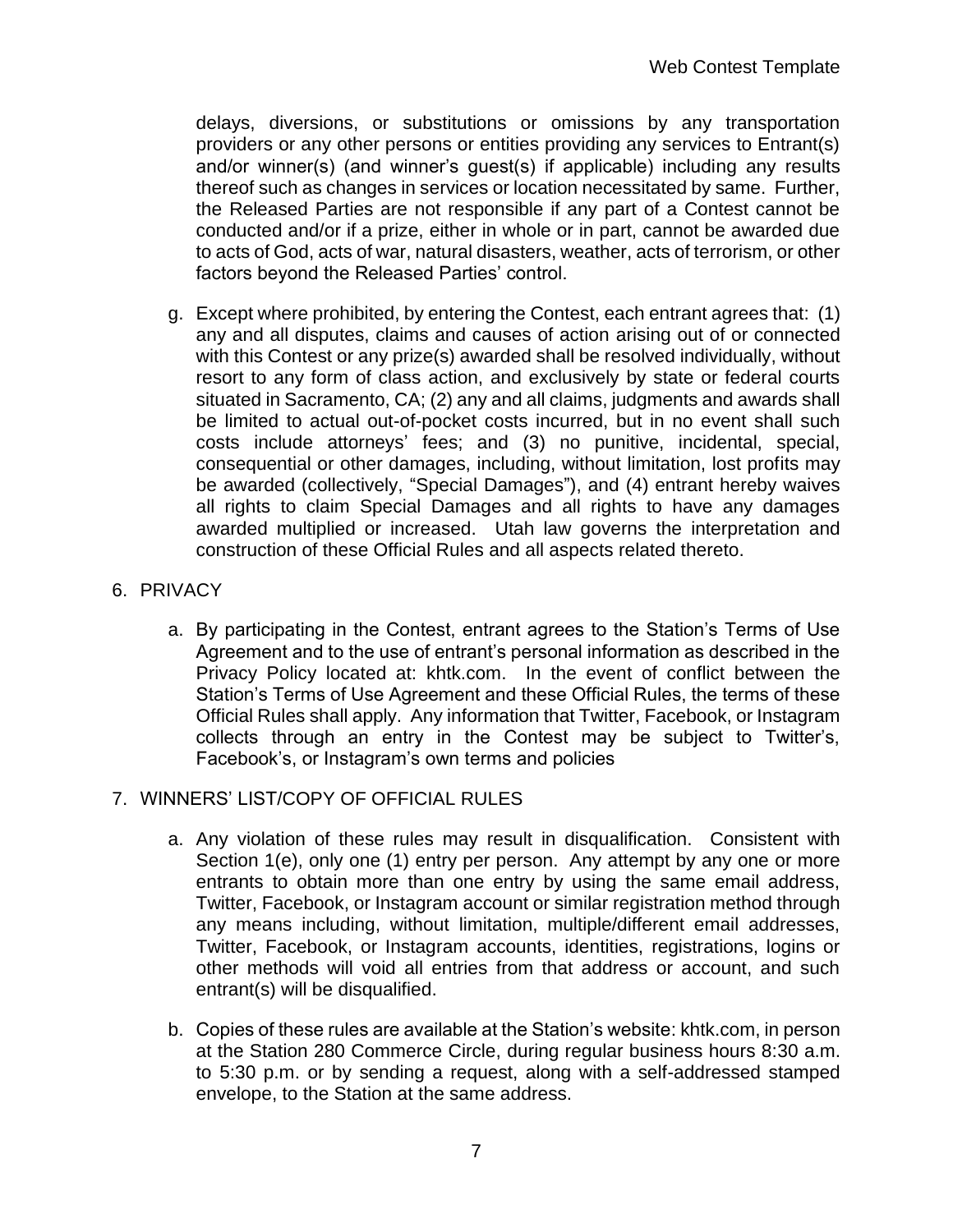delays, diversions, or substitutions or omissions by any transportation providers or any other persons or entities providing any services to Entrant(s) and/or winner(s) (and winner's guest(s) if applicable) including any results thereof such as changes in services or location necessitated by same. Further, the Released Parties are not responsible if any part of a Contest cannot be conducted and/or if a prize, either in whole or in part, cannot be awarded due to acts of God, acts of war, natural disasters, weather, acts of terrorism, or other factors beyond the Released Parties' control.

g. Except where prohibited, by entering the Contest, each entrant agrees that: (1) any and all disputes, claims and causes of action arising out of or connected with this Contest or any prize(s) awarded shall be resolved individually, without resort to any form of class action, and exclusively by state or federal courts situated in Sacramento, CA; (2) any and all claims, judgments and awards shall be limited to actual out-of-pocket costs incurred, but in no event shall such costs include attorneys' fees; and (3) no punitive, incidental, special, consequential or other damages, including, without limitation, lost profits may be awarded (collectively, "Special Damages"), and (4) entrant hereby waives all rights to claim Special Damages and all rights to have any damages awarded multiplied or increased. Utah law governs the interpretation and construction of these Official Rules and all aspects related thereto.

6. PRIVACY

   a. By participating in the Contest, entrant agrees to the Station's Terms of Use Agreement and to the use of entrant's personal information as described in the Privacy Policy located at: khtk.com. In the event of conflict between the Station's Terms of Use Agreement and these Official Rules, the terms of these Official Rules shall apply. Any information that Twitter, Facebook, or Instagram collects through an entry in the Contest may be subject to Twitter's, Facebook's, or Instagram's own terms and policies

7. WINNERS' LIST/COPY OF OFFICIAL RULES

   a. Any violation of these rules may result in disqualification. Consistent with Section 1(e), only one (1) entry per person. Any attempt by any one or more entrants to obtain more than one entry by using the same email address, Twitter, Facebook, or Instagram account or similar registration method through any means including, without limitation, multiple/different email addresses, Twitter, Facebook, or Instagram accounts, identities, registrations, logins or other methods will void all entries from that address or account, and such entrant(s) will be disqualified.

   b. Copies of these rules are available at the Station's website: khtk.com, in person at the Station 280 Commerce Circle, during regular business hours 8:30 a.m. to 5:30 p.m. or by sending a request, along with a self-addressed stamped envelope, to the Station at the same address.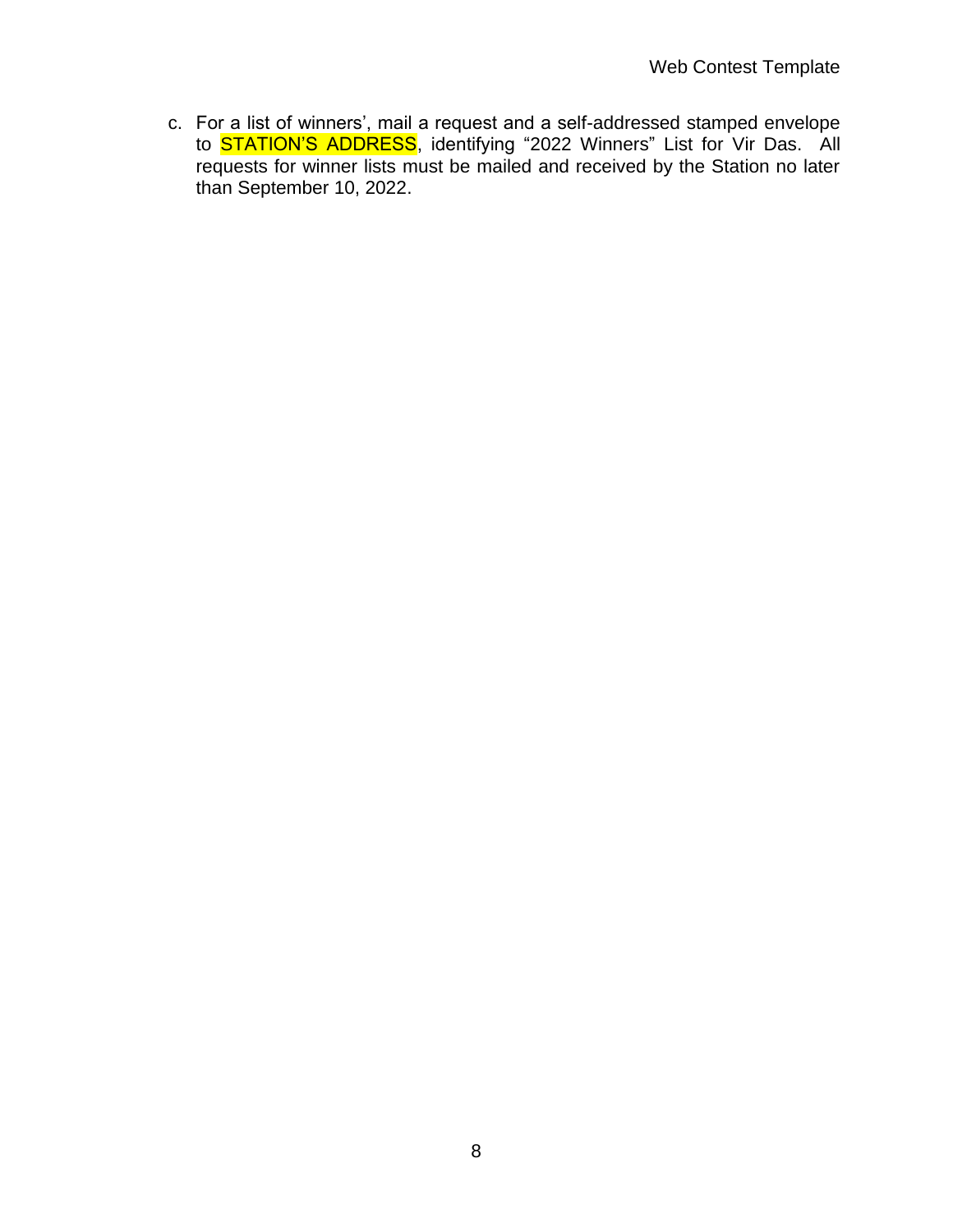c. For a list of winners', mail a request and a self-addressed stamped envelope to STATION'S ADDRESS, identifying "2022 Winners" List for Vir Das. All requests for winner lists must be mailed and received by the Station no later than September 10, 2022.